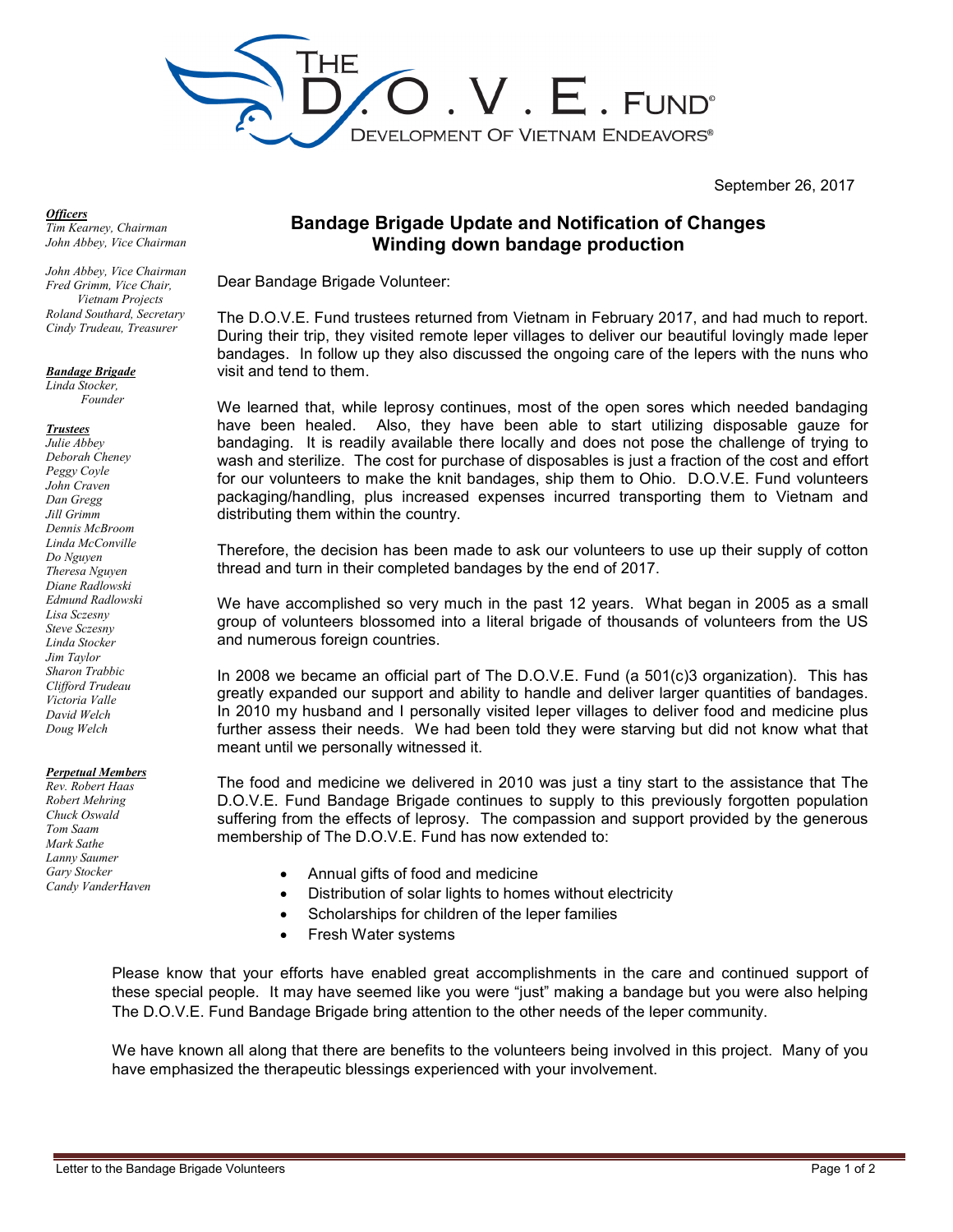THE D.O.V.E. FUND®

DEVELOPMENT OF VIETNAM ENDEAVORS®

September 26, 2017

***Officers***
*Tim Kearney, Chairman*
*John Abbey, Vice Chairman*

*John Abbey, Vice Chairman*
*Fred Grimm, Vice Chair, Vietnam Projects*
*Roland Southard, Secretary*
*Cindy Trudeau, Treasurer*

***Bandage Brigade***
*Linda Stocker, Founder*

***Trustees***
*Julie Abbey*
*Deborah Cheney*
*Peggy Coyle*
*John Craven*
*Dan Gregg*
*Jill Grimm*
*Dennis McBroom*
*Linda McConville*
*Do Nguyen*
*Theresa Nguyen*
*Diane Radlowski*
*Edmund Radlowski*
*Lisa Sczesny*
*Steve Sczesny*
*Linda Stocker*
*Jim Taylor*
*Sharon Trabbic*
*Clifford Trudeau*
*Victoria Valle*
*David Welch*
*Doug Welch*

***Perpetual Members***
*Rev. Robert Haas*
*Robert Mehring*
*Chuck Oswald*
*Tom Saam*
*Mark Sathe*
*Lanny Saumer*
*Gary Stocker*
*Candy VanderHaven*

## Bandage Brigade Update and Notification of Changes
## Winding down bandage production

Dear Bandage Brigade Volunteer:

The D.O.V.E. Fund trustees returned from Vietnam in February 2017, and had much to report. During their trip, they visited remote leper villages to deliver our beautiful lovingly made leper bandages. In follow up they also discussed the ongoing care of the lepers with the nuns who visit and tend to them.

We learned that, while leprosy continues, most of the open sores which needed bandaging have been healed. Also, they have been able to start utilizing disposable gauze for bandaging. It is readily available there locally and does not pose the challenge of trying to wash and sterilize. The cost for purchase of disposables is just a fraction of the cost and effort for our volunteers to make the knit bandages, ship them to Ohio. D.O.V.E. Fund volunteers packaging/handling, plus increased expenses incurred transporting them to Vietnam and distributing them within the country.

Therefore, the decision has been made to ask our volunteers to use up their supply of cotton thread and turn in their completed bandages by the end of 2017.

We have accomplished so very much in the past 12 years. What began in 2005 as a small group of volunteers blossomed into a literal brigade of thousands of volunteers from the US and numerous foreign countries.

In 2008 we became an official part of The D.O.V.E. Fund (a 501(c)3 organization). This has greatly expanded our support and ability to handle and deliver larger quantities of bandages. In 2010 my husband and I personally visited leper villages to deliver food and medicine plus further assess their needs. We had been told they were starving but did not know what that meant until we personally witnessed it.

The food and medicine we delivered in 2010 was just a tiny start to the assistance that The D.O.V.E. Fund Bandage Brigade continues to supply to this previously forgotten population suffering from the effects of leprosy. The compassion and support provided by the generous membership of The D.O.V.E. Fund has now extended to:

- Annual gifts of food and medicine
- Distribution of solar lights to homes without electricity
- Scholarships for children of the leper families
- Fresh Water systems

Please know that your efforts have enabled great accomplishments in the care and continued support of these special people. It may have seemed like you were "just" making a bandage but you were also helping The D.O.V.E. Fund Bandage Brigade bring attention to the other needs of the leper community.

We have known all along that there are benefits to the volunteers being involved in this project. Many of you have emphasized the therapeutic blessings experienced with your involvement.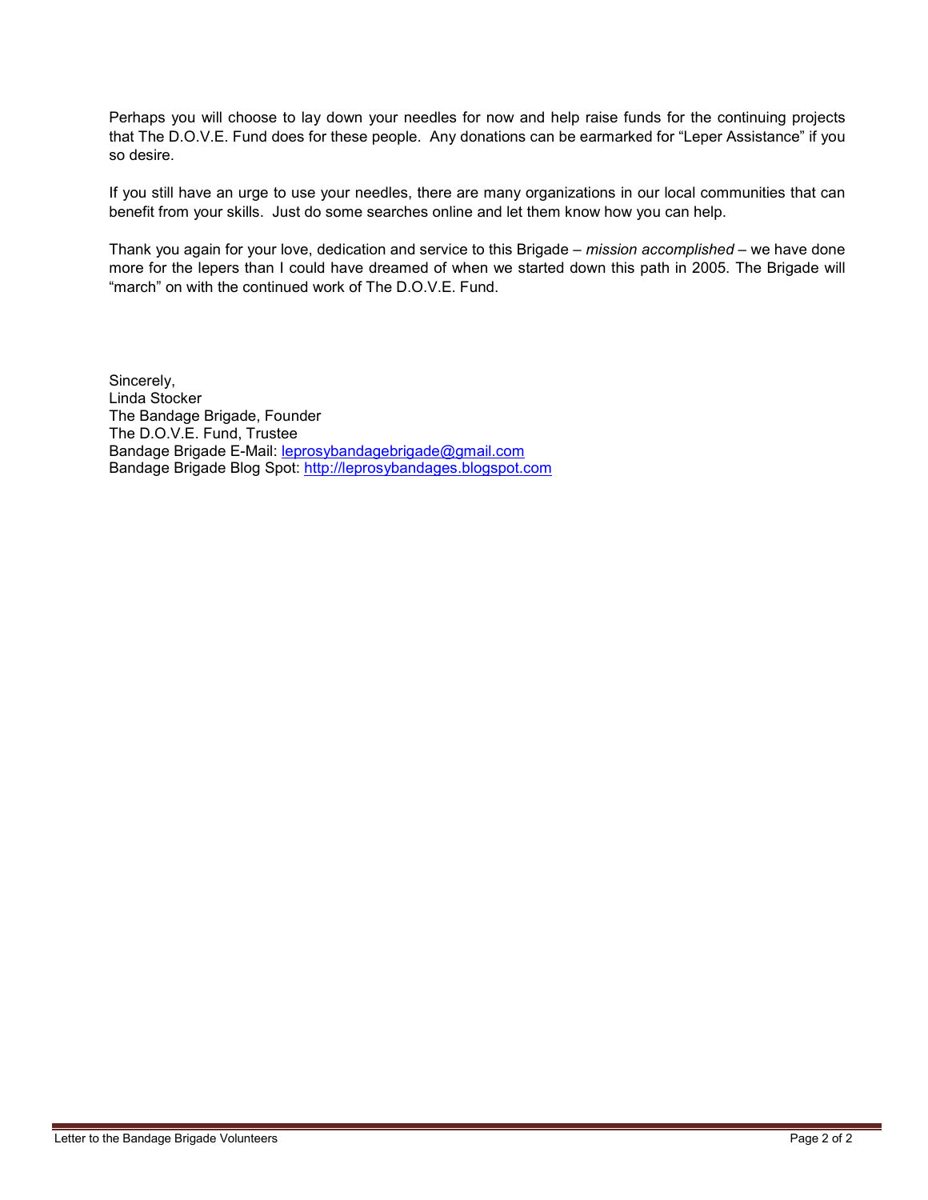Perhaps you will choose to lay down your needles for now and help raise funds for the continuing projects that The D.O.V.E. Fund does for these people. Any donations can be earmarked for “Leper Assistance” if you so desire.

If you still have an urge to use your needles, there are many organizations in our local communities that can benefit from your skills. Just do some searches online and let them know how you can help.

Thank you again for your love, dedication and service to this Brigade – *mission accomplished* – we have done more for the lepers than I could have dreamed of when we started down this path in 2005. The Brigade will “march” on with the continued work of The D.O.V.E. Fund.

Sincerely,
Linda Stocker
The Bandage Brigade, Founder
The D.O.V.E. Fund, Trustee
Bandage Brigade E-Mail: leprosybandagebrigade@gmail.com
Bandage Brigade Blog Spot: http://leprosybandages.blogspot.com